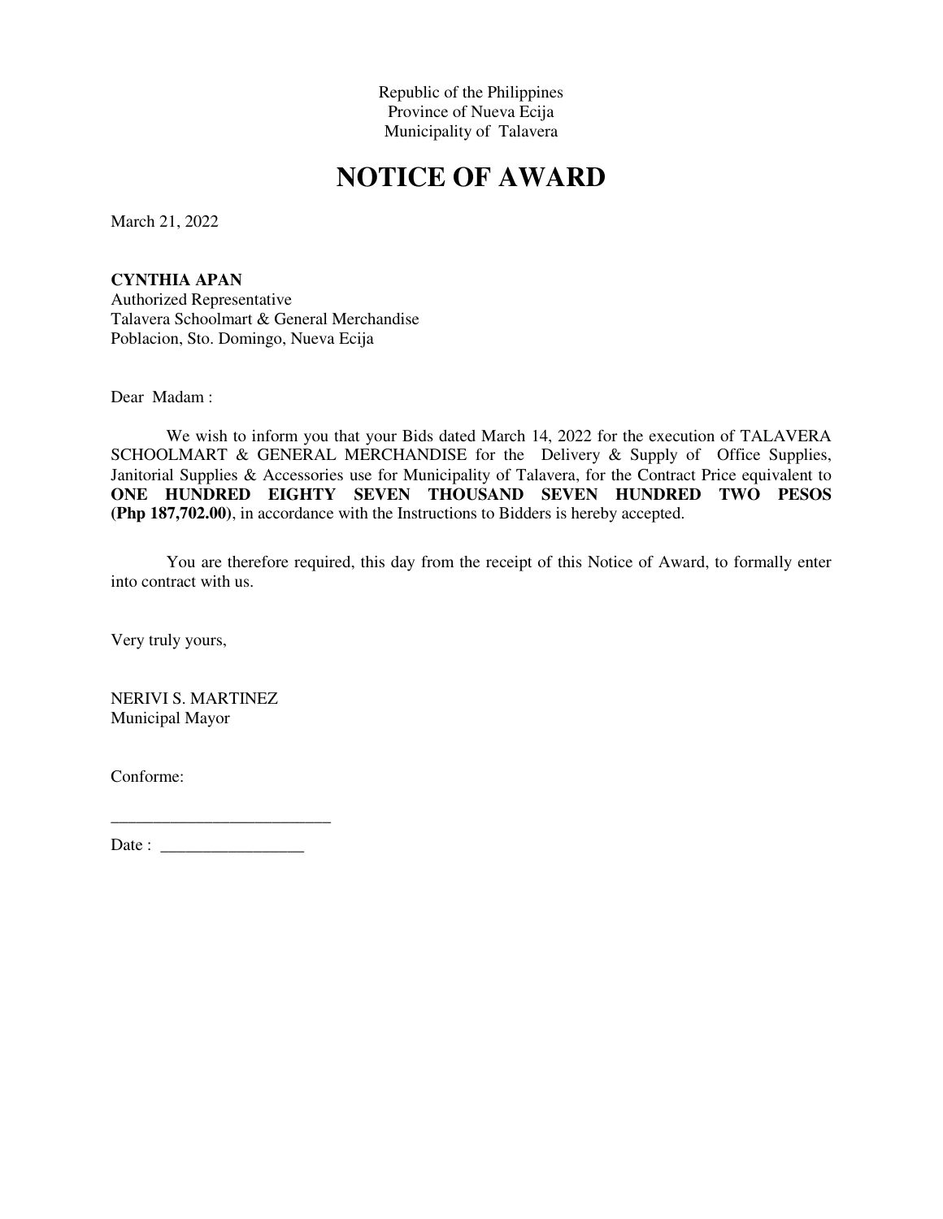Republic of the Philippines
Province of Nueva Ecija
Municipality of Talavera

# NOTICE OF AWARD

March 21, 2022

**CYNTHIA APAN**
Authorized Representative
Talavera Schoolmart & General Merchandise
Poblacion, Sto. Domingo, Nueva Ecija

Dear Madam :

We wish to inform you that your Bids dated March 14, 2022 for the execution of TALAVERA SCHOOLMART & GENERAL MERCHANDISE for the Delivery & Supply of Office Supplies, Janitorial Supplies & Accessories use for Municipality of Talavera, for the Contract Price equivalent to **ONE HUNDRED EIGHTY SEVEN THOUSAND SEVEN HUNDRED TWO PESOS (Php 187,702.00)**, in accordance with the Instructions to Bidders is hereby accepted.

You are therefore required, this day from the receipt of this Notice of Award, to formally enter into contract with us.

Very truly yours,

NERIVI S. MARTINEZ
Municipal Mayor

Conforme:

__________________________

Date : _________________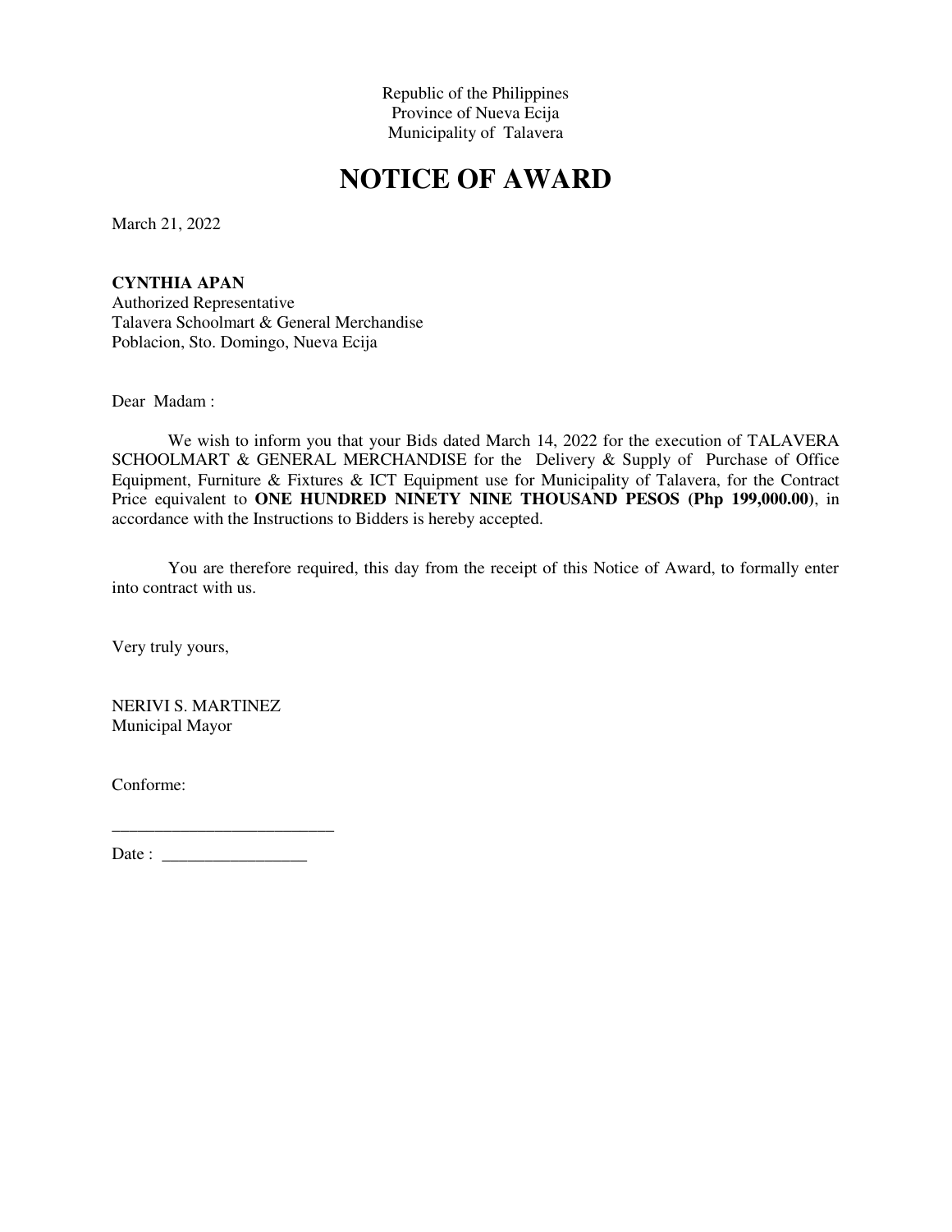Republic of the Philippines
Province of Nueva Ecija
Municipality of Talavera

# NOTICE OF AWARD

March 21, 2022

**CYNTHIA APAN**
Authorized Representative
Talavera Schoolmart & General Merchandise
Poblacion, Sto. Domingo, Nueva Ecija

Dear Madam :

We wish to inform you that your Bids dated March 14, 2022 for the execution of TALAVERA SCHOOLMART & GENERAL MERCHANDISE for the Delivery & Supply of Purchase of Office Equipment, Furniture & Fixtures & ICT Equipment use for Municipality of Talavera, for the Contract Price equivalent to **ONE HUNDRED NINETY NINE THOUSAND PESOS (Php 199,000.00)**, in accordance with the Instructions to Bidders is hereby accepted.

You are therefore required, this day from the receipt of this Notice of Award, to formally enter into contract with us.

Very truly yours,

NERIVI S. MARTINEZ
Municipal Mayor

Conforme:

_________________________
Date : ________________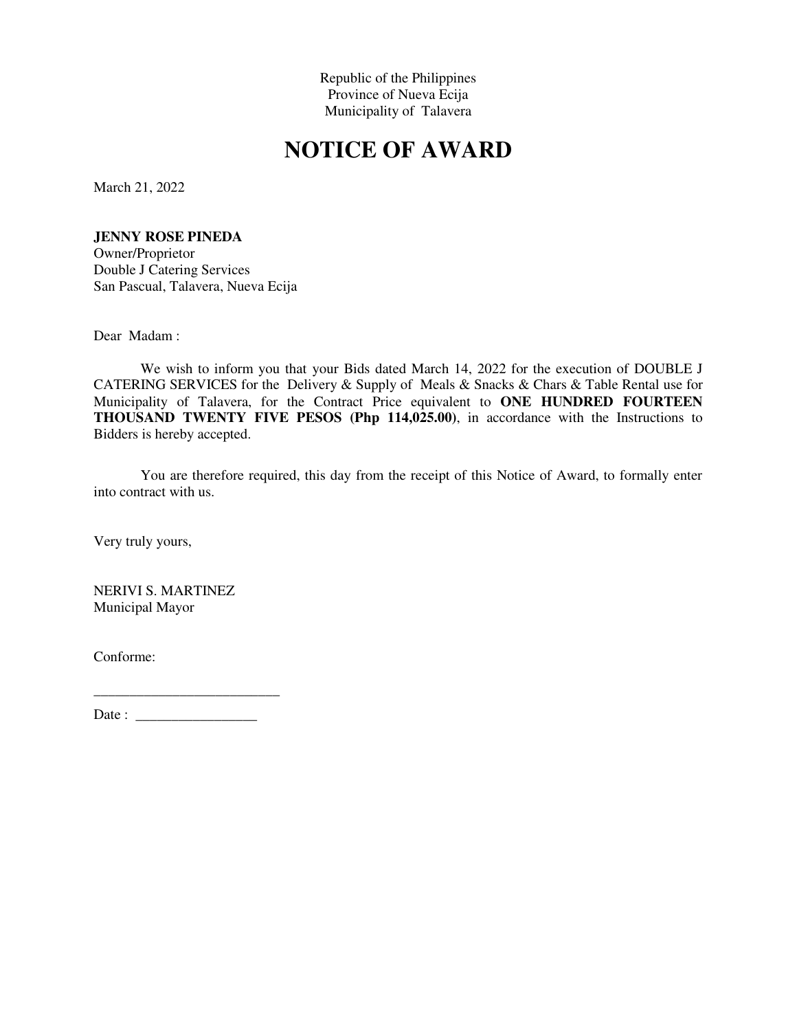Republic of the Philippines
Province of Nueva Ecija
Municipality of Talavera

# NOTICE OF AWARD

March 21, 2022

**JENNY ROSE PINEDA**
Owner/Proprietor
Double J Catering Services
San Pascual, Talavera, Nueva Ecija

Dear Madam :

We wish to inform you that your Bids dated March 14, 2022 for the execution of DOUBLE J CATERING SERVICES for the Delivery & Supply of Meals & Snacks & Chars & Table Rental use for Municipality of Talavera, for the Contract Price equivalent to **ONE HUNDRED FOURTEEN THOUSAND TWENTY FIVE PESOS (Php 114,025.00)**, in accordance with the Instructions to Bidders is hereby accepted.

You are therefore required, this day from the receipt of this Notice of Award, to formally enter into contract with us.

Very truly yours,

NERIVI S. MARTINEZ
Municipal Mayor

Conforme:

__________________________

Date : _________________